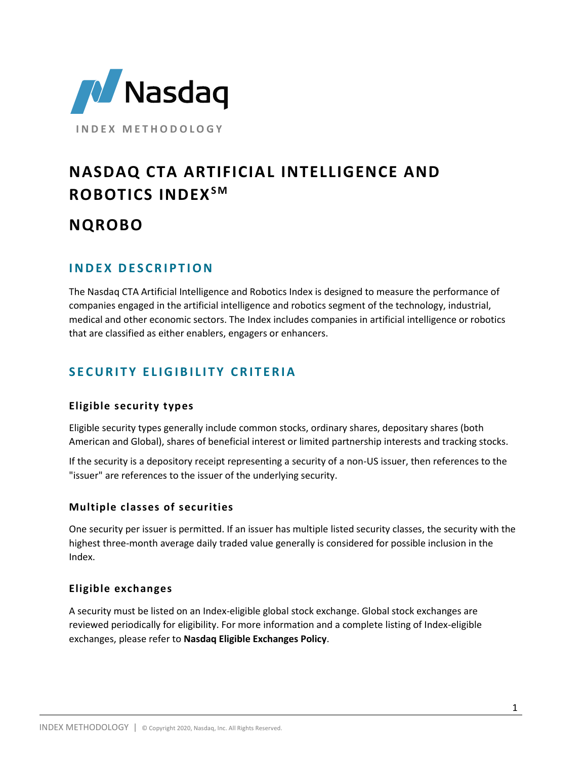# Nasdaq

INDEX METHODOLOGY

# NASDAQ CTA ARTIFICIAL INTELLIGENCE AND ROBOTICS INDEX SM

# NQROBO

## INDEX DESCRIPTION

The Nasdaq CTA Artificial Intelligence and Robotics Index is designed to measure the performance of companies engaged in the artificial intelligence and robotics segment of the technology, industrial, medical and other economic sectors. The Index includes companies in artificial intelligence or robotics that are classified as either enablers, engagers or enhancers.

## SECURITY ELIGIBILITY CRITERIA

### Eligible security types

Eligible security types generally include common stocks, ordinary shares, depositary shares (both American and Global), shares of beneficial interest or limited partnership interests and tracking stocks.

If the security is a depository receipt representing a security of a non-US issuer, then references to the "issuer" are references to the issuer of the underlying security.

### Multiple classes of securities

One security per issuer is permitted. If an issuer has multiple listed security classes, the security with the highest three-month average daily traded value generally is considered for possible inclusion in the Index.

### Eligible exchanges

A security must be listed on an Index-eligible global stock exchange. Global stock exchanges are reviewed periodically for eligibility. For more information and a complete listing of Index-eligible exchanges, please refer to **Nasdaq Eligible Exchanges Policy**.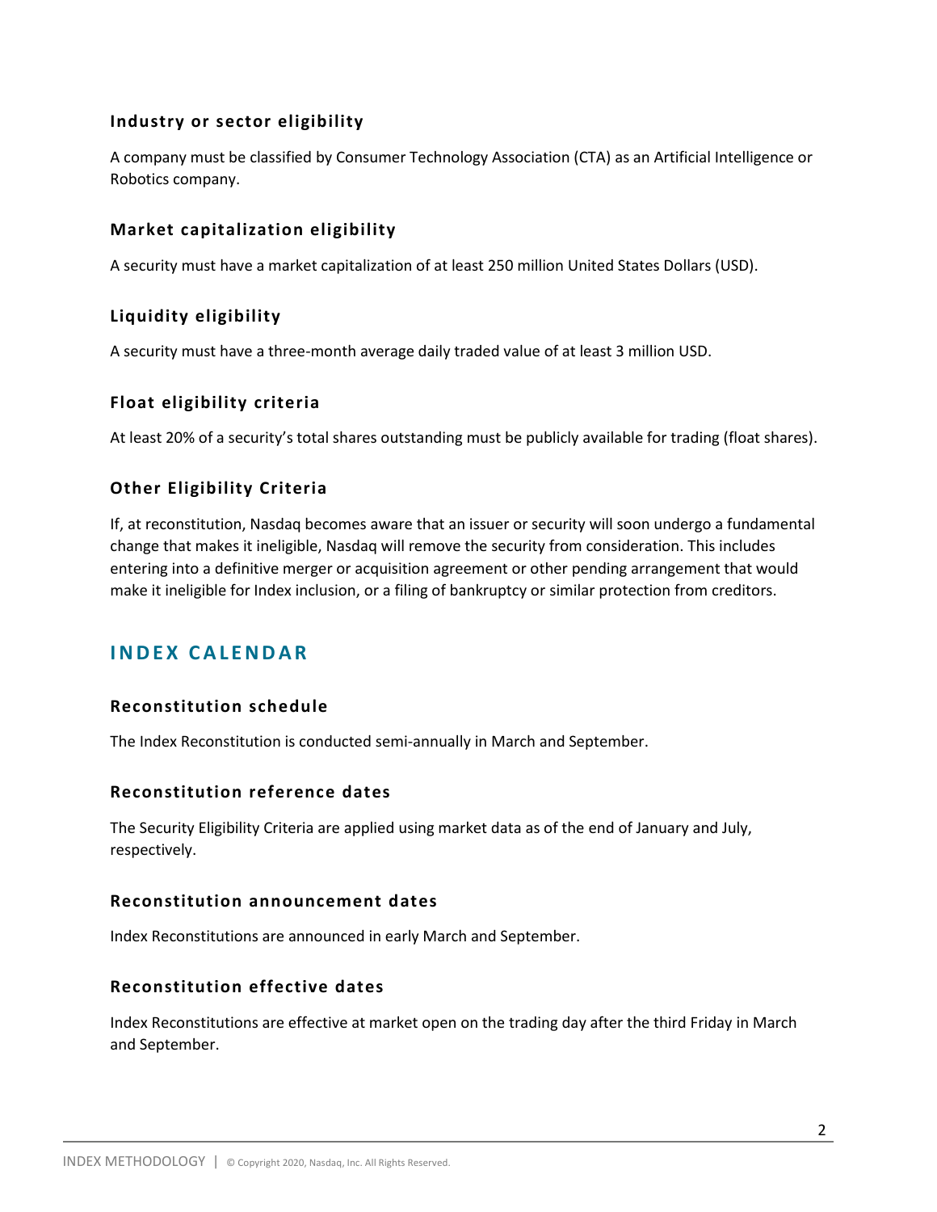### Industry or sector eligibility

A company must be classified by Consumer Technology Association (CTA) as an Artificial Intelligence or Robotics company.

### Market capitalization eligibility

A security must have a market capitalization of at least 250 million United States Dollars (USD).

### Liquidity eligibility

A security must have a three-month average daily traded value of at least 3 million USD.

### Float eligibility criteria

At least 20% of a security's total shares outstanding must be publicly available for trading (float shares).

### Other Eligibility Criteria

If, at reconstitution, Nasdaq becomes aware that an issuer or security will soon undergo a fundamental change that makes it ineligible, Nasdaq will remove the security from consideration. This includes entering into a definitive merger or acquisition agreement or other pending arrangement that would make it ineligible for Index inclusion, or a filing of bankruptcy or similar protection from creditors.

## INDEX CALENDAR

### Reconstitution schedule

The Index Reconstitution is conducted semi-annually in March and September.

### Reconstitution reference dates

The Security Eligibility Criteria are applied using market data as of the end of January and July, respectively.

### Reconstitution announcement dates

Index Reconstitutions are announced in early March and September.

### Reconstitution effective dates

Index Reconstitutions are effective at market open on the trading day after the third Friday in March and September.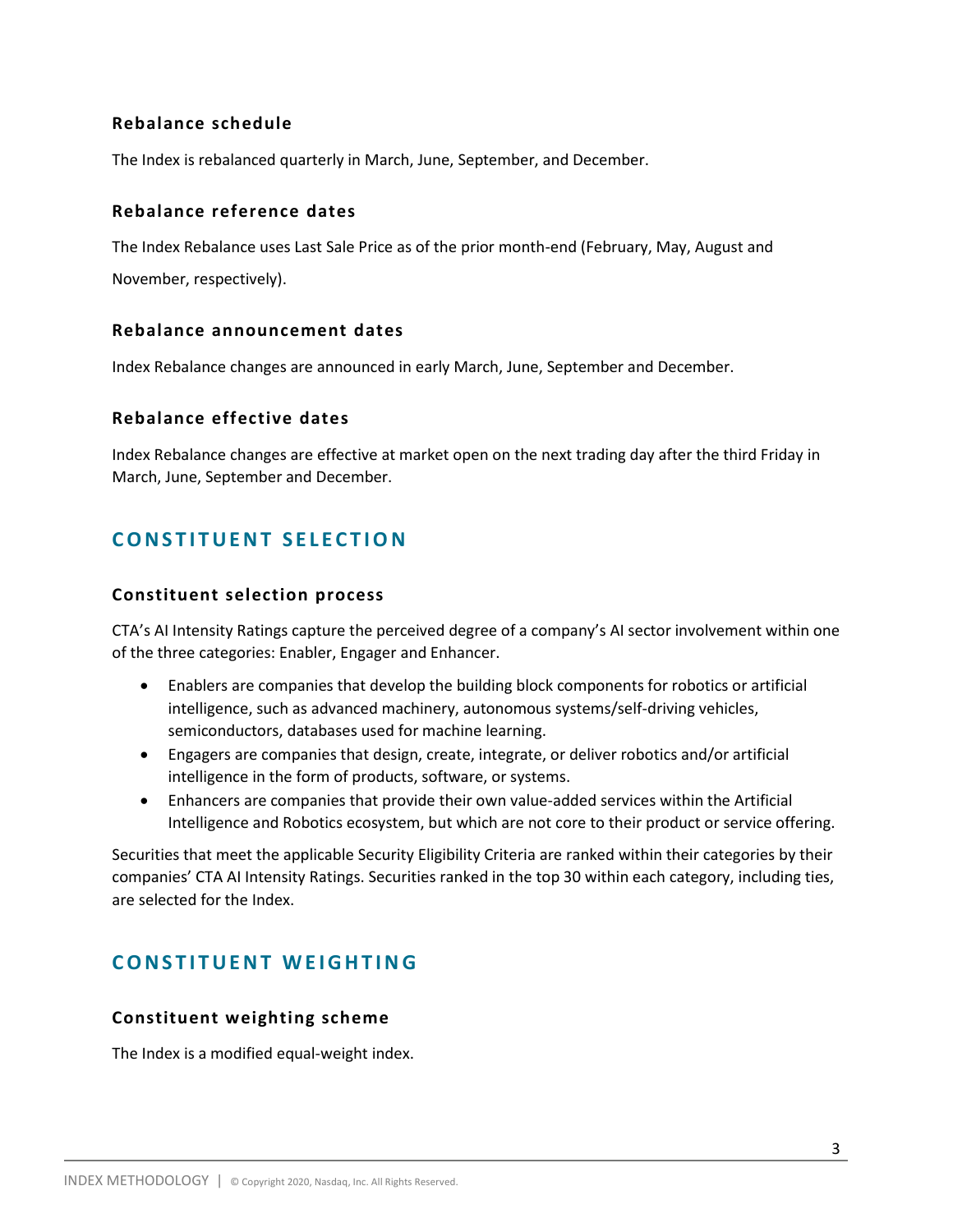### Rebalance schedule

The Index is rebalanced quarterly in March, June, September, and December.

### Rebalance reference dates

The Index Rebalance uses Last Sale Price as of the prior month-end (February, May, August and November, respectively).

### Rebalance announcement dates

Index Rebalance changes are announced in early March, June, September and December.

### Rebalance effective dates

Index Rebalance changes are effective at market open on the next trading day after the third Friday in March, June, September and December.

## CONSTITUENT SELECTION

### Constituent selection process

CTA's AI Intensity Ratings capture the perceived degree of a company's AI sector involvement within one of the three categories: Enabler, Engager and Enhancer.

- Enablers are companies that develop the building block components for robotics or artificial intelligence, such as advanced machinery, autonomous systems/self-driving vehicles, semiconductors, databases used for machine learning.
- Engagers are companies that design, create, integrate, or deliver robotics and/or artificial intelligence in the form of products, software, or systems.
- Enhancers are companies that provide their own value-added services within the Artificial Intelligence and Robotics ecosystem, but which are not core to their product or service offering.

Securities that meet the applicable Security Eligibility Criteria are ranked within their categories by their companies' CTA AI Intensity Ratings. Securities ranked in the top 30 within each category, including ties, are selected for the Index.

## CONSTITUENT WEIGHTING

### Constituent weighting scheme

The Index is a modified equal-weight index.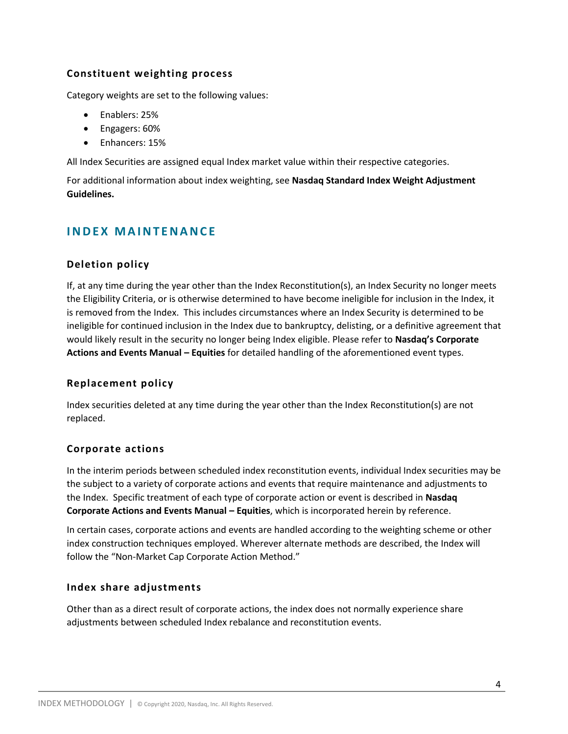### Constituent weighting process

Category weights are set to the following values:

- Enablers: 25%
- Engagers: 60%
- Enhancers: 15%

All Index Securities are assigned equal Index market value within their respective categories.

For additional information about index weighting, see **Nasdaq Standard Index Weight Adjustment Guidelines.**

## INDEX MAINTENANCE

### Deletion policy

If, at any time during the year other than the Index Reconstitution(s), an Index Security no longer meets the Eligibility Criteria, or is otherwise determined to have become ineligible for inclusion in the Index, it is removed from the Index. This includes circumstances where an Index Security is determined to be ineligible for continued inclusion in the Index due to bankruptcy, delisting, or a definitive agreement that would likely result in the security no longer being Index eligible. Please refer to **Nasdaq's Corporate Actions and Events Manual – Equities** for detailed handling of the aforementioned event types.

### Replacement policy

Index securities deleted at any time during the year other than the Index Reconstitution(s) are not replaced.

### Corporate actions

In the interim periods between scheduled index reconstitution events, individual Index securities may be the subject to a variety of corporate actions and events that require maintenance and adjustments to the Index. Specific treatment of each type of corporate action or event is described in **Nasdaq Corporate Actions and Events Manual – Equities**, which is incorporated herein by reference.

In certain cases, corporate actions and events are handled according to the weighting scheme or other index construction techniques employed. Wherever alternate methods are described, the Index will follow the "Non-Market Cap Corporate Action Method."

### Index share adjustments

Other than as a direct result of corporate actions, the index does not normally experience share adjustments between scheduled Index rebalance and reconstitution events.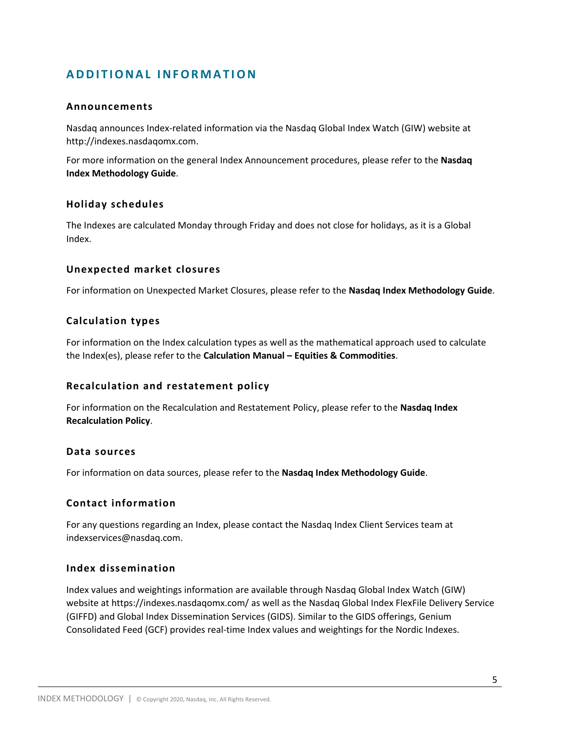# ADDITIONAL INFORMATION

## Announcements

Nasdaq announces Index-related information via the Nasdaq Global Index Watch (GIW) website at http://indexes.nasdaqomx.com.

For more information on the general Index Announcement procedures, please refer to the **Nasdaq Index Methodology Guide**.

## Holiday schedules

The Indexes are calculated Monday through Friday and does not close for holidays, as it is a Global Index.

## Unexpected market closures

For information on Unexpected Market Closures, please refer to the **Nasdaq Index Methodology Guide**.

## Calculation types

For information on the Index calculation types as well as the mathematical approach used to calculate the Index(es), please refer to the **Calculation Manual – Equities & Commodities**.

## Recalculation and restatement policy

For information on the Recalculation and Restatement Policy, please refer to the **Nasdaq Index Recalculation Policy**.

## Data sources

For information on data sources, please refer to the **Nasdaq Index Methodology Guide**.

## Contact information

For any questions regarding an Index, please contact the Nasdaq Index Client Services team at indexservices@nasdaq.com.

## Index dissemination

Index values and weightings information are available through Nasdaq Global Index Watch (GIW) website at https://indexes.nasdaqomx.com/ as well as the Nasdaq Global Index FlexFile Delivery Service (GIFFD) and Global Index Dissemination Services (GIDS). Similar to the GIDS offerings, Genium Consolidated Feed (GCF) provides real-time Index values and weightings for the Nordic Indexes.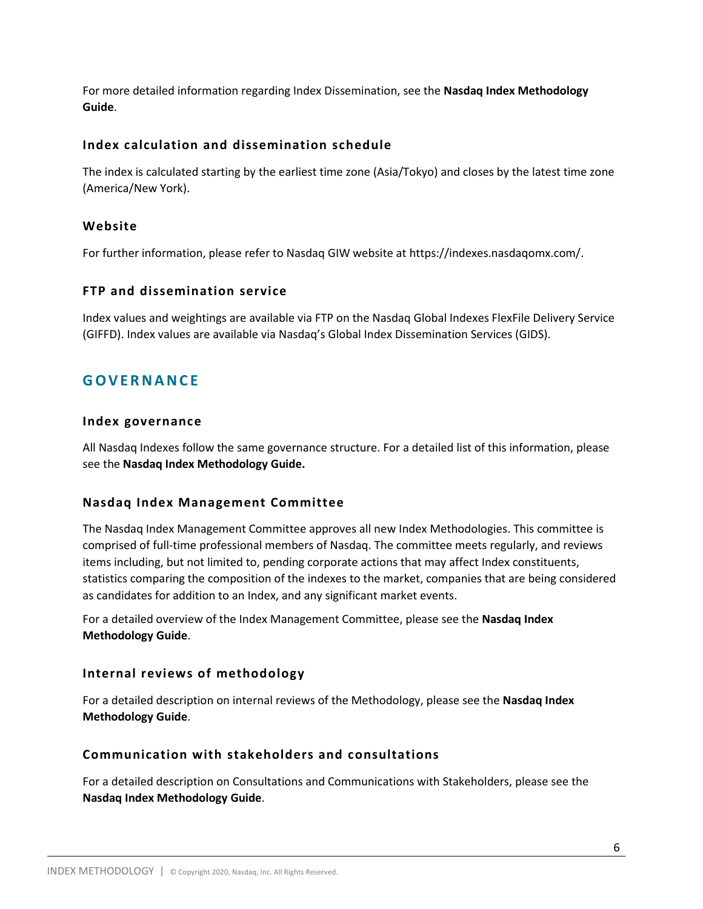For more detailed information regarding Index Dissemination, see the **Nasdaq Index Methodology Guide**.

### Index calculation and dissemination schedule

The index is calculated starting by the earliest time zone (Asia/Tokyo) and closes by the latest time zone (America/New York).

### Website

For further information, please refer to Nasdaq GIW website at https://indexes.nasdaqomx.com/.

### FTP and dissemination service

Index values and weightings are available via FTP on the Nasdaq Global Indexes FlexFile Delivery Service (GIFFD). Index values are available via Nasdaq's Global Index Dissemination Services (GIDS).

## GOVERNANCE

### Index governance

All Nasdaq Indexes follow the same governance structure. For a detailed list of this information, please see the **Nasdaq Index Methodology Guide.**

### Nasdaq Index Management Committee

The Nasdaq Index Management Committee approves all new Index Methodologies. This committee is comprised of full-time professional members of Nasdaq. The committee meets regularly, and reviews items including, but not limited to, pending corporate actions that may affect Index constituents, statistics comparing the composition of the indexes to the market, companies that are being considered as candidates for addition to an Index, and any significant market events.

For a detailed overview of the Index Management Committee, please see the **Nasdaq Index Methodology Guide**.

### Internal reviews of methodology

For a detailed description on internal reviews of the Methodology, please see the **Nasdaq Index Methodology Guide**.

### Communication with stakeholders and consultations

For a detailed description on Consultations and Communications with Stakeholders, please see the **Nasdaq Index Methodology Guide**.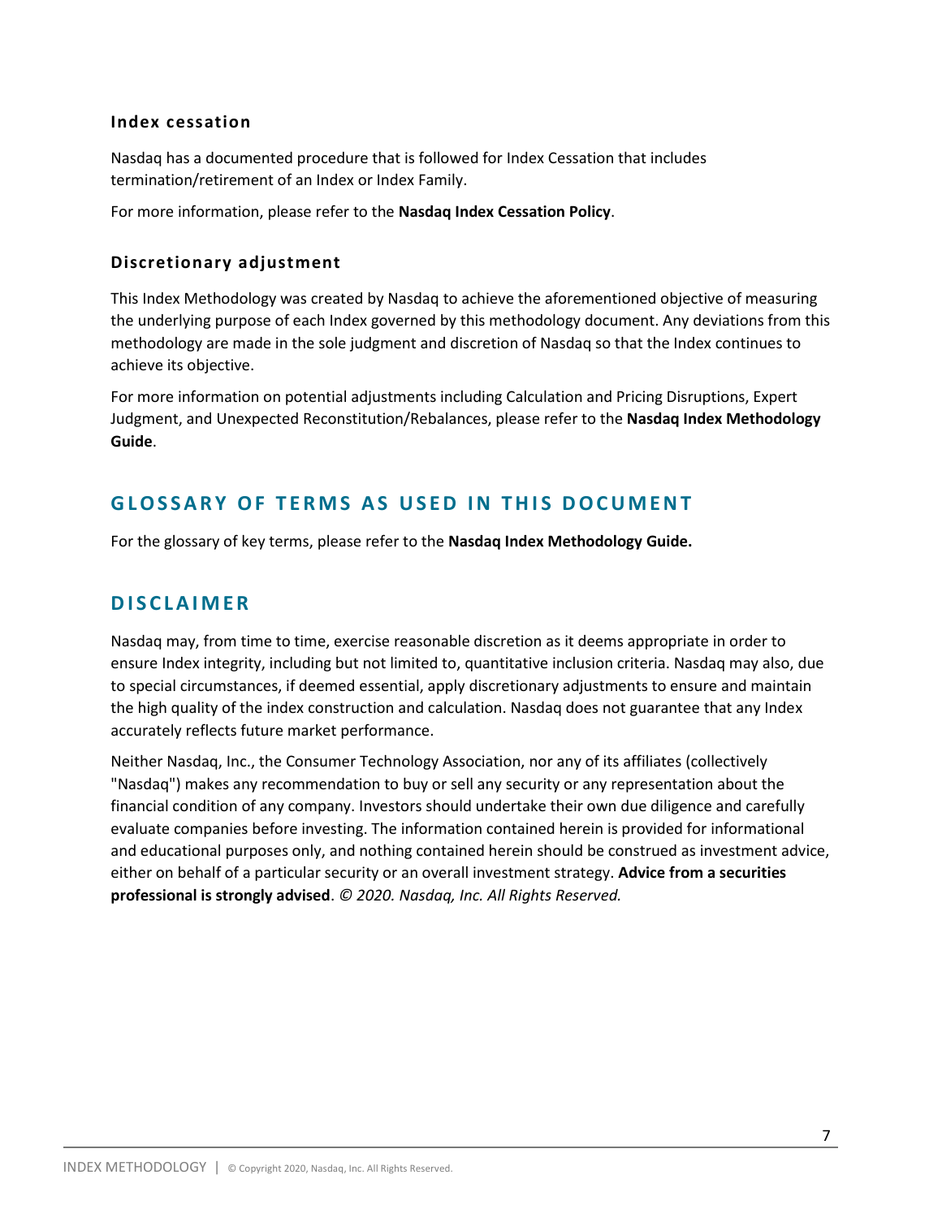### Index cessation

Nasdaq has a documented procedure that is followed for Index Cessation that includes termination/retirement of an Index or Index Family.

For more information, please refer to the **Nasdaq Index Cessation Policy**.

### Discretionary adjustment

This Index Methodology was created by Nasdaq to achieve the aforementioned objective of measuring the underlying purpose of each Index governed by this methodology document. Any deviations from this methodology are made in the sole judgment and discretion of Nasdaq so that the Index continues to achieve its objective.

For more information on potential adjustments including Calculation and Pricing Disruptions, Expert Judgment, and Unexpected Reconstitution/Rebalances, please refer to the **Nasdaq Index Methodology Guide**.

## GLOSSARY OF TERMS AS USED IN THIS DOCUMENT

For the glossary of key terms, please refer to the **Nasdaq Index Methodology Guide.**

## DISCLAIMER

Nasdaq may, from time to time, exercise reasonable discretion as it deems appropriate in order to ensure Index integrity, including but not limited to, quantitative inclusion criteria. Nasdaq may also, due to special circumstances, if deemed essential, apply discretionary adjustments to ensure and maintain the high quality of the index construction and calculation. Nasdaq does not guarantee that any Index accurately reflects future market performance.

Neither Nasdaq, Inc., the Consumer Technology Association, nor any of its affiliates (collectively "Nasdaq") makes any recommendation to buy or sell any security or any representation about the financial condition of any company. Investors should undertake their own due diligence and carefully evaluate companies before investing. The information contained herein is provided for informational and educational purposes only, and nothing contained herein should be construed as investment advice, either on behalf of a particular security or an overall investment strategy. **Advice from a securities professional is strongly advised**. *© 2020. Nasdaq, Inc. All Rights Reserved.*